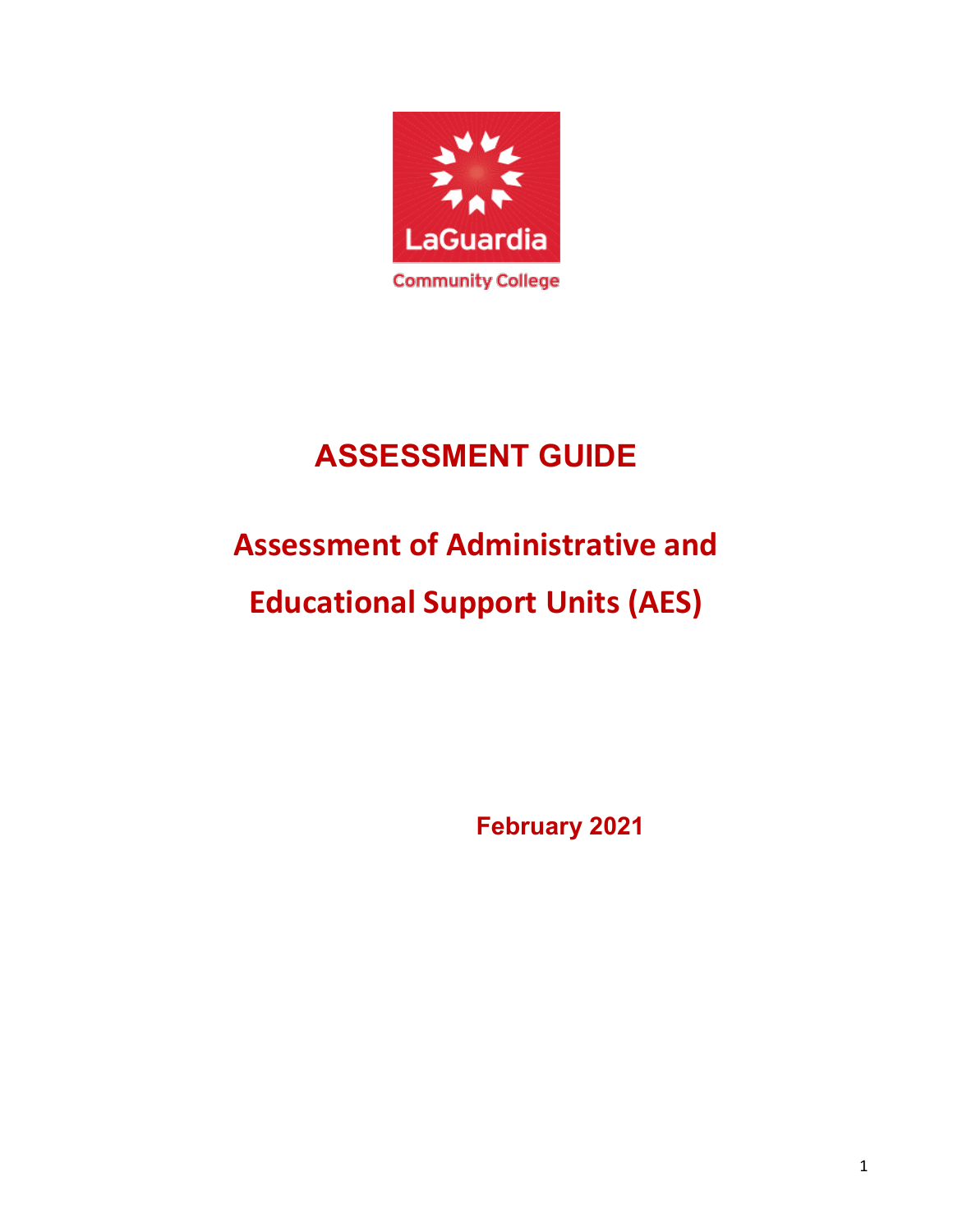LaGuardia

Community College

# ASSESSMENT GUIDE

## Assessment of Administrative and Educational Support Units (AES)

February 2021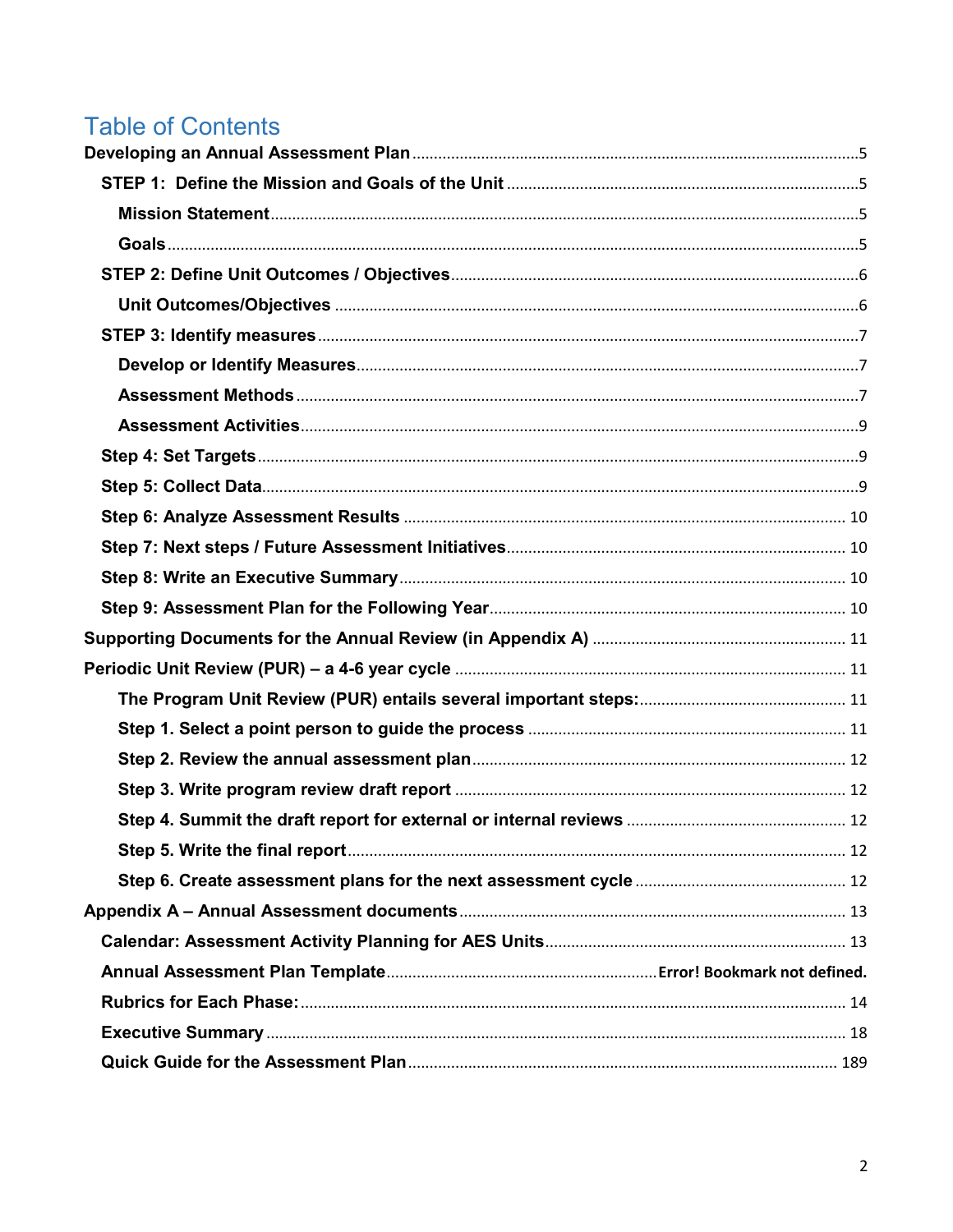# Table of Contents

- **Developing an Annual Assessment Plan** .......... 5
  - **STEP 1: Define the Mission and Goals of the Unit** .......... 5
    - **Mission Statement** .......... 5
    - **Goals** .......... 5
  - **STEP 2: Define Unit Outcomes / Objectives** .......... 6
    - **Unit Outcomes/Objectives** .......... 6
  - **STEP 3: Identify measures** .......... 7
    - **Develop or Identify Measures** .......... 7
    - **Assessment Methods** .......... 7
    - **Assessment Activities** .......... 9
  - **Step 4: Set Targets** .......... 9
  - **Step 5: Collect Data** .......... 9
  - **Step 6: Analyze Assessment Results** .......... 10
  - **Step 7: Next steps / Future Assessment Initiatives** .......... 10
  - **Step 8: Write an Executive Summary** .......... 10
  - **Step 9: Assessment Plan for the Following Year** .......... 10
- **Supporting Documents for the Annual Review (in Appendix A)** .......... 11
- **Periodic Unit Review (PUR) – a 4-6 year cycle** .......... 11
    - **The Program Unit Review (PUR) entails several important steps:** .......... 11
    - **Step 1. Select a point person to guide the process** .......... 11
    - **Step 2. Review the annual assessment plan** .......... 12
    - **Step 3. Write program review draft report** .......... 12
    - **Step 4. Summit the draft report for external or internal reviews** .......... 12
    - **Step 5. Write the final report** .......... 12
    - **Step 6. Create assessment plans for the next assessment cycle** .......... 12
- **Appendix A – Annual Assessment documents** .......... 13
  - **Calendar: Assessment Activity Planning for AES Units** .......... 13
  - **Annual Assessment Plan Template** .......... **Error! Bookmark not defined.**
  - **Rubrics for Each Phase:** .......... 14
  - **Executive Summary** .......... 18
  - **Quick Guide for the Assessment Plan** .......... 189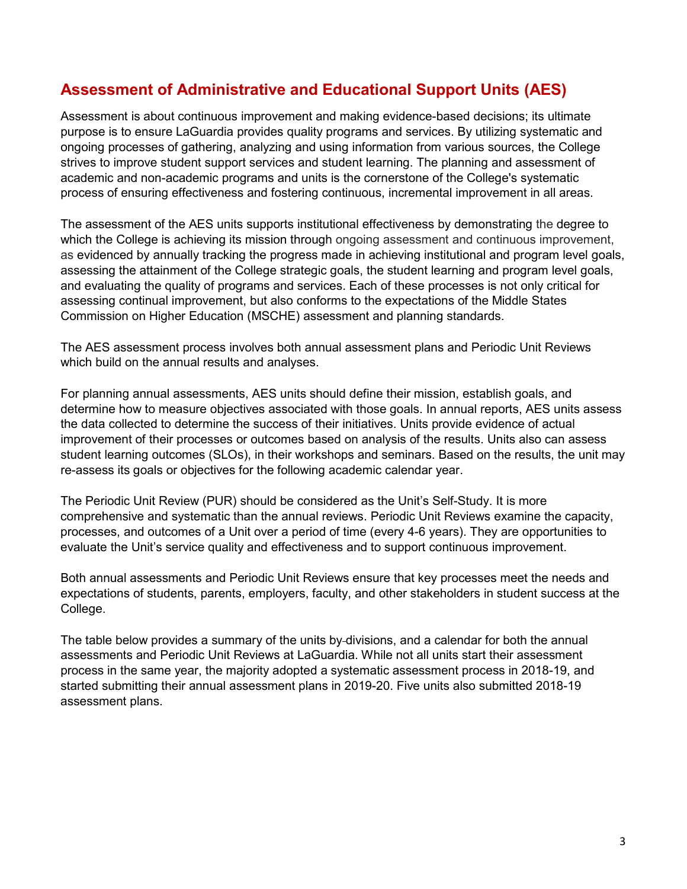## Assessment of Administrative and Educational Support Units (AES)

Assessment is about continuous improvement and making evidence-based decisions; its ultimate purpose is to ensure LaGuardia provides quality programs and services. By utilizing systematic and ongoing processes of gathering, analyzing and using information from various sources, the College strives to improve student support services and student learning. The planning and assessment of academic and non-academic programs and units is the cornerstone of the College's systematic process of ensuring effectiveness and fostering continuous, incremental improvement in all areas.

The assessment of the AES units supports institutional effectiveness by demonstrating the degree to which the College is achieving its mission through ongoing assessment and continuous improvement, as evidenced by annually tracking the progress made in achieving institutional and program level goals, assessing the attainment of the College strategic goals, the student learning and program level goals, and evaluating the quality of programs and services. Each of these processes is not only critical for assessing continual improvement, but also conforms to the expectations of the Middle States Commission on Higher Education (MSCHE) assessment and planning standards.

The AES assessment process involves both annual assessment plans and Periodic Unit Reviews which build on the annual results and analyses.

For planning annual assessments, AES units should define their mission, establish goals, and determine how to measure objectives associated with those goals. In annual reports, AES units assess the data collected to determine the success of their initiatives. Units provide evidence of actual improvement of their processes or outcomes based on analysis of the results. Units also can assess student learning outcomes (SLOs), in their workshops and seminars. Based on the results, the unit may re-assess its goals or objectives for the following academic calendar year.

The Periodic Unit Review (PUR) should be considered as the Unit's Self-Study. It is more comprehensive and systematic than the annual reviews. Periodic Unit Reviews examine the capacity, processes, and outcomes of a Unit over a period of time (every 4-6 years). They are opportunities to evaluate the Unit's service quality and effectiveness and to support continuous improvement.

Both annual assessments and Periodic Unit Reviews ensure that key processes meet the needs and expectations of students, parents, employers, faculty, and other stakeholders in student success at the College.

The table below provides a summary of the units by-divisions, and a calendar for both the annual assessments and Periodic Unit Reviews at LaGuardia. While not all units start their assessment process in the same year, the majority adopted a systematic assessment process in 2018-19, and started submitting their annual assessment plans in 2019-20. Five units also submitted 2018-19 assessment plans.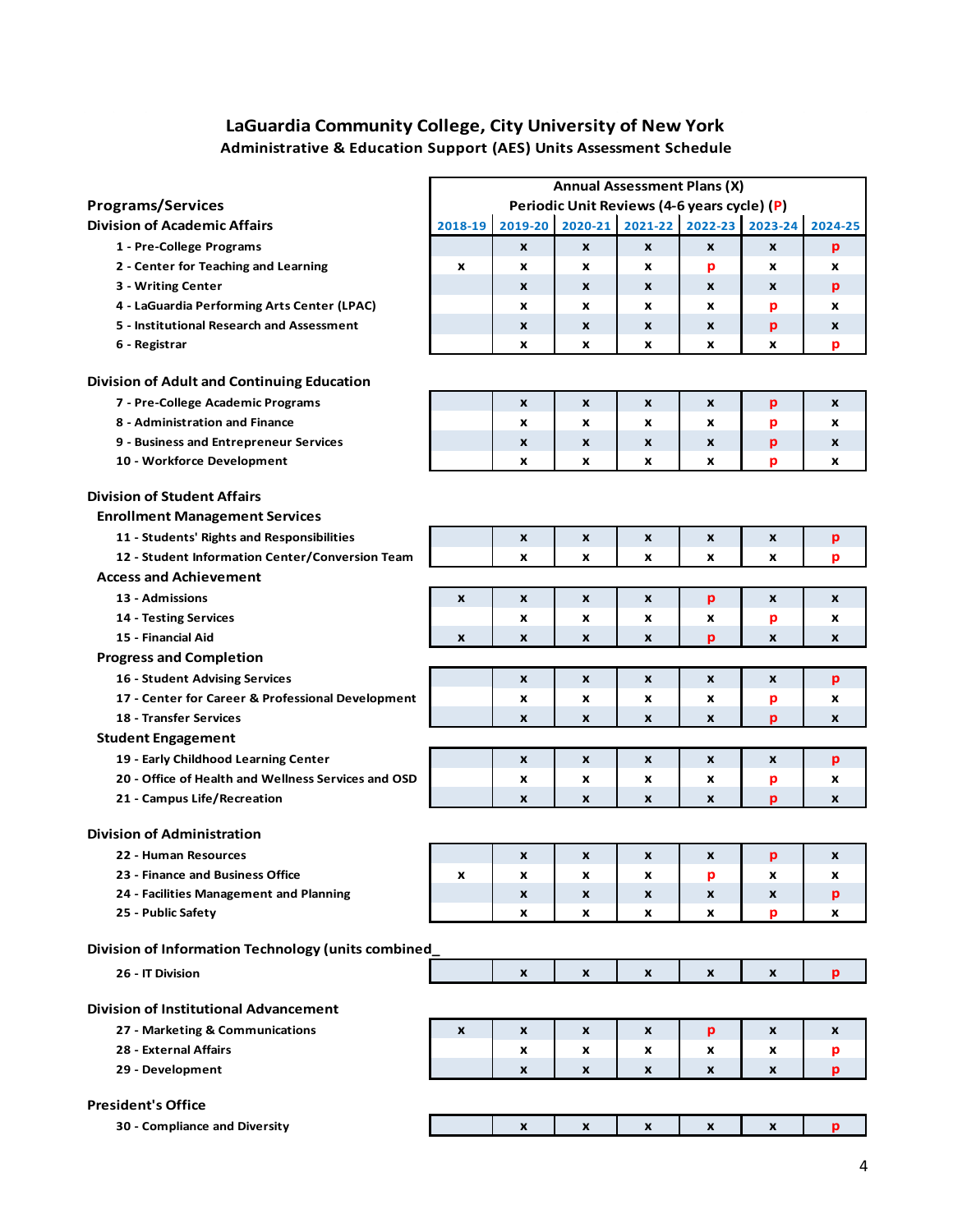## LaGuardia Community College, City University of New York

### Administrative & Education Support (AES) Units Assessment Schedule

| Programs/Services | Annual Assessment Plans (X) Periodic Unit Reviews (4-6 years cycle) (P) | | | | | | |
|---|---|---|---|---|---|---|---|
| | 2018-19 | 2019-20 | 2020-21 | 2021-22 | 2022-23 | 2023-24 | 2024-25 |
| **Division of Academic Affairs** | | | | | | | |
| 1 - Pre-College Programs | | x | x | x | x | x | p |
| 2 - Center for Teaching and Learning | x | x | x | x | p | x | x |
| 3 - Writing Center | | x | x | x | x | x | p |
| 4 - LaGuardia Performing Arts Center (LPAC) | | x | x | x | x | p | x |
| 5 - Institutional Research and Assessment | | x | x | x | x | p | x |
| 6 - Registrar | | x | x | x | x | x | p |
| **Division of Adult and Continuing Education** | | | | | | | |
| 7 - Pre-College Academic Programs | | x | x | x | x | p | x |
| 8 - Administration and Finance | | x | x | x | x | p | x |
| 9 - Business and Entrepreneur Services | | x | x | x | x | p | x |
| 10 - Workforce Development | | x | x | x | x | p | x |
| **Division of Student Affairs** | | | | | | | |
| **Enrollment Management Services** | | | | | | | |
| 11 - Students' Rights and Responsibilities | | x | x | x | x | x | p |
| 12 - Student Information Center/Conversion Team | | x | x | x | x | x | p |
| **Access and Achievement** | | | | | | | |
| 13 - Admissions | x | x | x | x | p | x | x |
| 14 - Testing Services | | x | x | x | x | p | x |
| 15 - Financial Aid | x | x | x | x | p | x | x |
| **Progress and Completion** | | | | | | | |
| 16 - Student Advising Services | | x | x | x | x | x | p |
| 17 - Center for Career & Professional Development | | x | x | x | x | p | x |
| 18 - Transfer Services | | x | x | x | x | p | x |
| **Student Engagement** | | | | | | | |
| 19 - Early Childhood Learning Center | | x | x | x | x | x | p |
| 20 - Office of Health and Wellness Services and OSD | | x | x | x | x | p | x |
| 21 - Campus Life/Recreation | | x | x | x | x | p | x |
| **Division of Administration** | | | | | | | |
| 22 - Human Resources | | x | x | x | x | p | x |
| 23 - Finance and Business Office | x | x | x | x | p | x | x |
| 24 - Facilities Management and Planning | | x | x | x | x | x | p |
| 25 - Public Safety | | x | x | x | x | p | x |
| **Division of Information Technology (units combined_** | | | | | | | |
| 26 - IT Division | | x | x | x | x | x | p |
| **Division of Institutional Advancement** | | | | | | | |
| 27 - Marketing & Communications | x | x | x | x | p | x | x |
| 28 - External Affairs | | x | x | x | x | x | p |
| 29 - Development | | x | x | x | x | x | p |
| **President's Office** | | | | | | | |
| 30 - Compliance and Diversity | | x | x | x | x | x | p |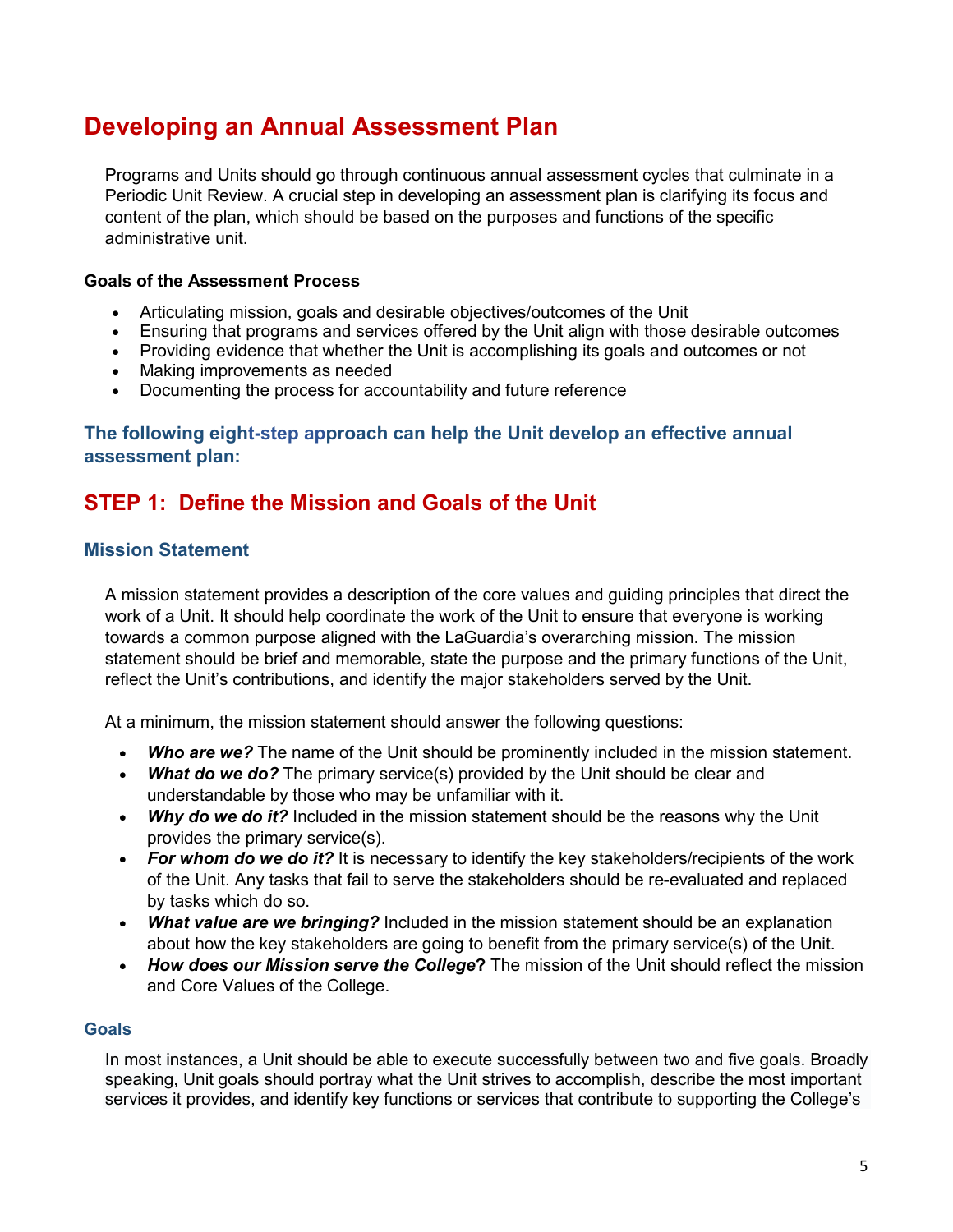# Developing an Annual Assessment Plan

Programs and Units should go through continuous annual assessment cycles that culminate in a Periodic Unit Review. A crucial step in developing an assessment plan is clarifying its focus and content of the plan, which should be based on the purposes and functions of the specific administrative unit.

**Goals of the Assessment Process**

- Articulating mission, goals and desirable objectives/outcomes of the Unit
- Ensuring that programs and services offered by the Unit align with those desirable outcomes
- Providing evidence that whether the Unit is accomplishing its goals and outcomes or not
- Making improvements as needed
- Documenting the process for accountability and future reference

### The following eight-step approach can help the Unit develop an effective annual assessment plan:

## STEP 1: Define the Mission and Goals of the Unit

### Mission Statement

A mission statement provides a description of the core values and guiding principles that direct the work of a Unit. It should help coordinate the work of the Unit to ensure that everyone is working towards a common purpose aligned with the LaGuardia's overarching mission. The mission statement should be brief and memorable, state the purpose and the primary functions of the Unit, reflect the Unit's contributions, and identify the major stakeholders served by the Unit.

At a minimum, the mission statement should answer the following questions:

- ***Who are we?*** The name of the Unit should be prominently included in the mission statement.
- ***What do we do?*** The primary service(s) provided by the Unit should be clear and understandable by those who may be unfamiliar with it.
- ***Why do we do it?*** Included in the mission statement should be the reasons why the Unit provides the primary service(s).
- ***For whom do we do it?*** It is necessary to identify the key stakeholders/recipients of the work of the Unit. Any tasks that fail to serve the stakeholders should be re-evaluated and replaced by tasks which do so.
- ***What value are we bringing?*** Included in the mission statement should be an explanation about how the key stakeholders are going to benefit from the primary service(s) of the Unit.
- ***How does our Mission serve the College*?** The mission of the Unit should reflect the mission and Core Values of the College.

### Goals

In most instances, a Unit should be able to execute successfully between two and five goals. Broadly speaking, Unit goals should portray what the Unit strives to accomplish, describe the most important services it provides, and identify key functions or services that contribute to supporting the College's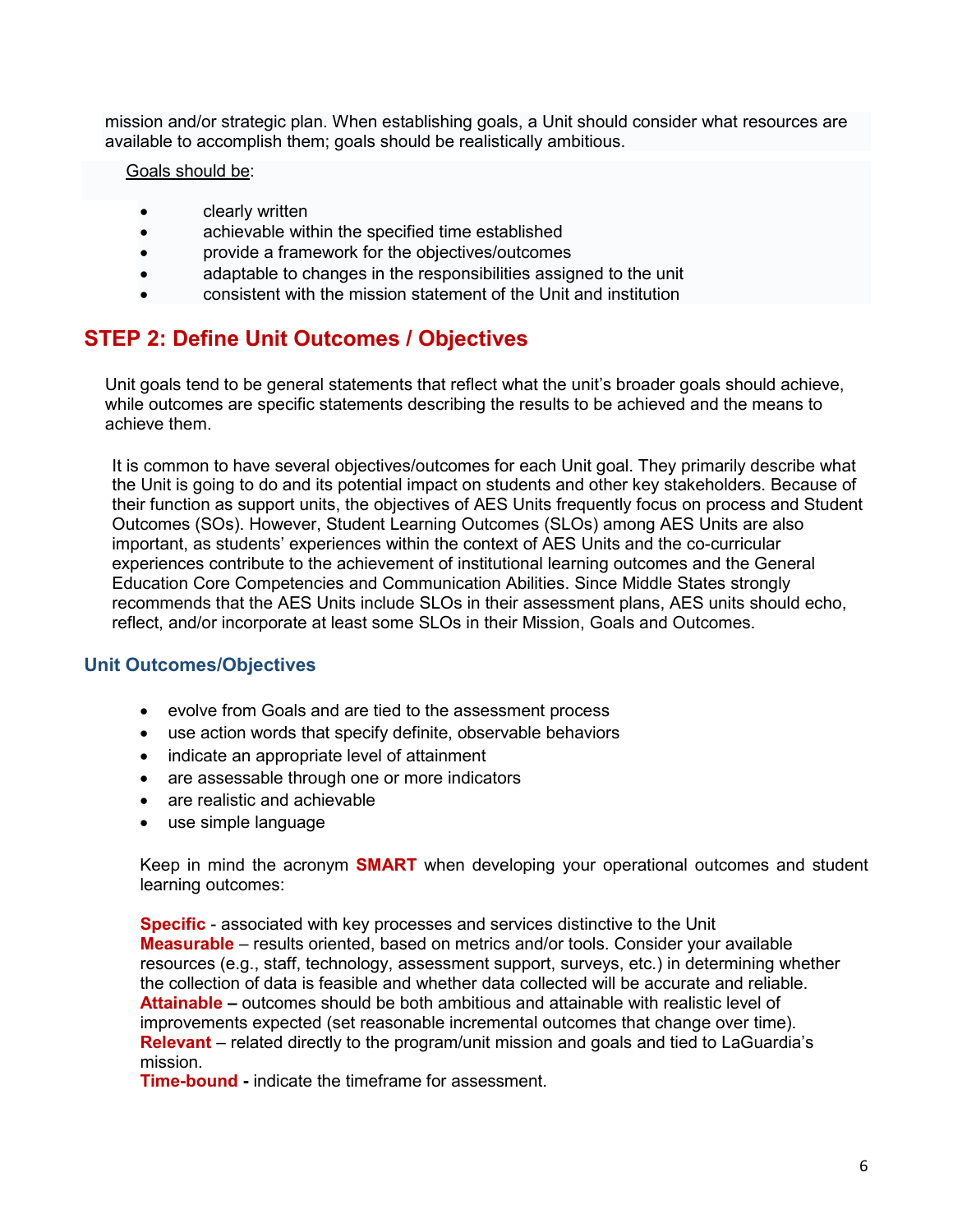mission and/or strategic plan. When establishing goals, a Unit should consider what resources are available to accomplish them; goals should be realistically ambitious.

Goals should be:

- clearly written
- achievable within the specified time established
- provide a framework for the objectives/outcomes
- adaptable to changes in the responsibilities assigned to the unit
- consistent with the mission statement of the Unit and institution

## STEP 2: Define Unit Outcomes / Objectives

Unit goals tend to be general statements that reflect what the unit's broader goals should achieve, while outcomes are specific statements describing the results to be achieved and the means to achieve them.

It is common to have several objectives/outcomes for each Unit goal. They primarily describe what the Unit is going to do and its potential impact on students and other key stakeholders. Because of their function as support units, the objectives of AES Units frequently focus on process and Student Outcomes (SOs). However, Student Learning Outcomes (SLOs) among AES Units are also important, as students' experiences within the context of AES Units and the co-curricular experiences contribute to the achievement of institutional learning outcomes and the General Education Core Competencies and Communication Abilities. Since Middle States strongly recommends that the AES Units include SLOs in their assessment plans, AES units should echo, reflect, and/or incorporate at least some SLOs in their Mission, Goals and Outcomes.

### Unit Outcomes/Objectives

- evolve from Goals and are tied to the assessment process
- use action words that specify definite, observable behaviors
- indicate an appropriate level of attainment
- are assessable through one or more indicators
- are realistic and achievable
- use simple language

Keep in mind the acronym **SMART** when developing your operational outcomes and student learning outcomes:

**Specific** - associated with key processes and services distinctive to the Unit
**Measurable** – results oriented, based on metrics and/or tools. Consider your available resources (e.g., staff, technology, assessment support, surveys, etc.) in determining whether the collection of data is feasible and whether data collected will be accurate and reliable.
**Attainable –** outcomes should be both ambitious and attainable with realistic level of improvements expected (set reasonable incremental outcomes that change over time).
**Relevant** – related directly to the program/unit mission and goals and tied to LaGuardia's mission.
**Time-bound -** indicate the timeframe for assessment.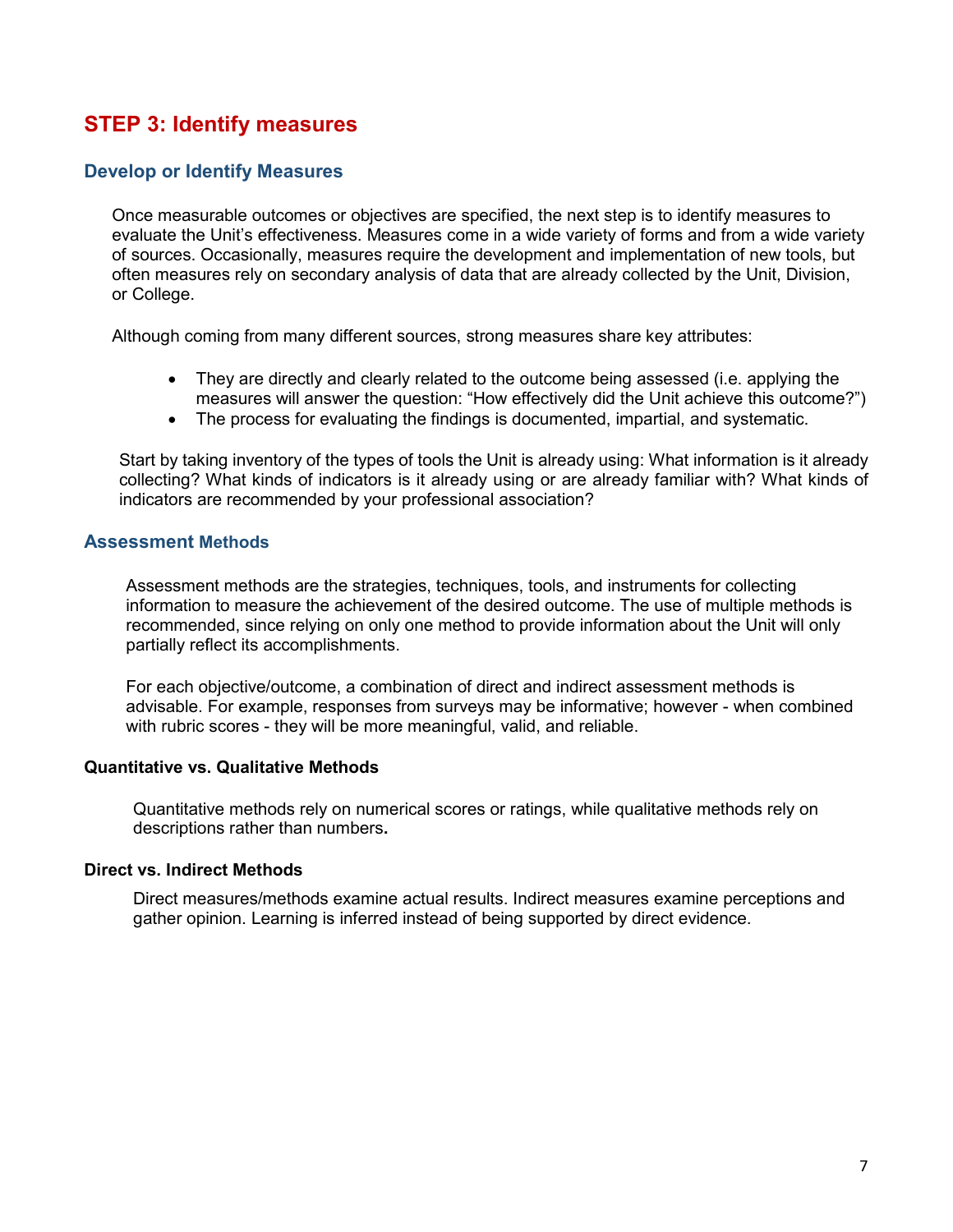## STEP 3: Identify measures

### Develop or Identify Measures

Once measurable outcomes or objectives are specified, the next step is to identify measures to evaluate the Unit's effectiveness. Measures come in a wide variety of forms and from a wide variety of sources. Occasionally, measures require the development and implementation of new tools, but often measures rely on secondary analysis of data that are already collected by the Unit, Division, or College.

Although coming from many different sources, strong measures share key attributes:

- They are directly and clearly related to the outcome being assessed (i.e. applying the measures will answer the question: "How effectively did the Unit achieve this outcome?")
- The process for evaluating the findings is documented, impartial, and systematic.

Start by taking inventory of the types of tools the Unit is already using: What information is it already collecting? What kinds of indicators is it already using or are already familiar with? What kinds of indicators are recommended by your professional association?

### Assessment Methods

Assessment methods are the strategies, techniques, tools, and instruments for collecting information to measure the achievement of the desired outcome. The use of multiple methods is recommended, since relying on only one method to provide information about the Unit will only partially reflect its accomplishments.

For each objective/outcome, a combination of direct and indirect assessment methods is advisable. For example, responses from surveys may be informative; however - when combined with rubric scores - they will be more meaningful, valid, and reliable.

#### Quantitative vs. Qualitative Methods

Quantitative methods rely on numerical scores or ratings, while qualitative methods rely on descriptions rather than numbers**.**

#### Direct vs. Indirect Methods

Direct measures/methods examine actual results. Indirect measures examine perceptions and gather opinion. Learning is inferred instead of being supported by direct evidence.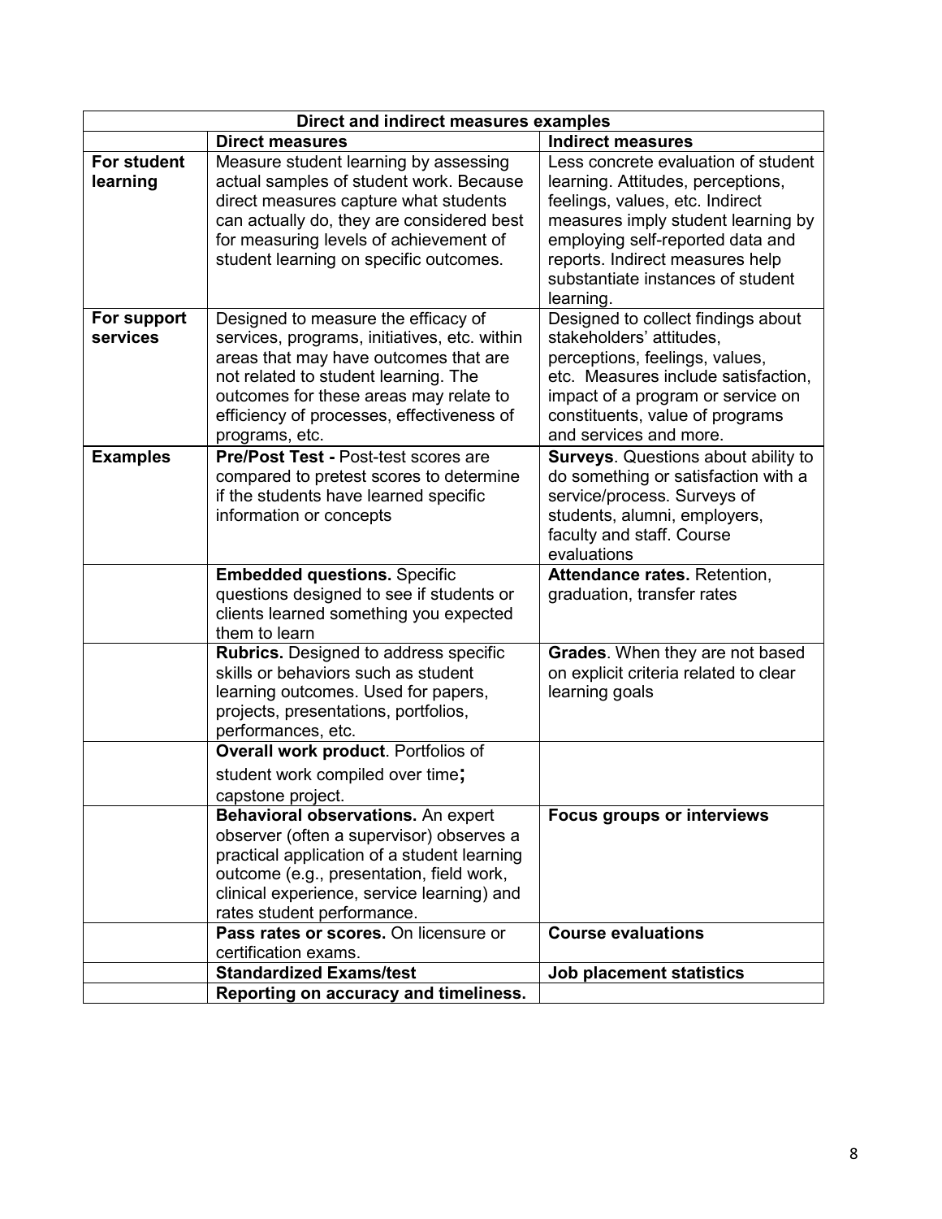| Direct and indirect measures examples | | |
|---|---|---|
| | **Direct measures** | **Indirect measures** |
| **For student learning** | Measure student learning by assessing actual samples of student work. Because direct measures capture what students can actually do, they are considered best for measuring levels of achievement of student learning on specific outcomes. | Less concrete evaluation of student learning. Attitudes, perceptions, feelings, values, etc. Indirect measures imply student learning by employing self-reported data and reports. Indirect measures help substantiate instances of student learning. |
| **For support services** | Designed to measure the efficacy of services, programs, initiatives, etc. within areas that may have outcomes that are not related to student learning. The outcomes for these areas may relate to efficiency of processes, effectiveness of programs, etc. | Designed to collect findings about stakeholders' attitudes, perceptions, feelings, values, etc. Measures include satisfaction, impact of a program or service on constituents, value of programs and services and more. |
| **Examples** | **Pre/Post Test -** Post-test scores are compared to pretest scores to determine if the students have learned specific information or concepts | **Surveys**. Questions about ability to do something or satisfaction with a service/process. Surveys of students, alumni, employers, faculty and staff. Course evaluations |
| | **Embedded questions.** Specific questions designed to see if students or clients learned something you expected them to learn | **Attendance rates.** Retention, graduation, transfer rates |
| | **Rubrics.** Designed to address specific skills or behaviors such as student learning outcomes. Used for papers, projects, presentations, portfolios, performances, etc. | **Grades**. When they are not based on explicit criteria related to clear learning goals |
| | **Overall work product**. Portfolios of student work compiled over time; capstone project. | |
| | **Behavioral observations.** An expert observer (often a supervisor) observes a practical application of a student learning outcome (e.g., presentation, field work, clinical experience, service learning) and rates student performance. | **Focus groups or interviews** |
| | **Pass rates or scores.** On licensure or certification exams. | **Course evaluations** |
| | **Standardized Exams/test** | **Job placement statistics** |
| | **Reporting on accuracy and timeliness.** | |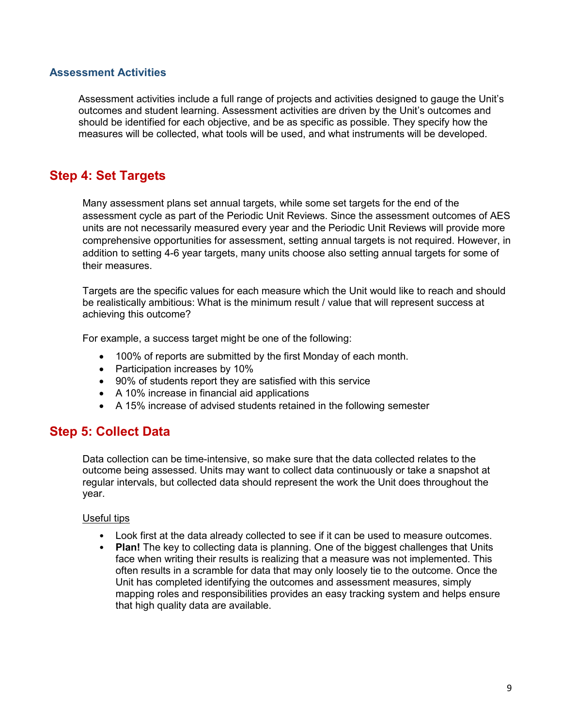### Assessment Activities

Assessment activities include a full range of projects and activities designed to gauge the Unit's outcomes and student learning. Assessment activities are driven by the Unit's outcomes and should be identified for each objective, and be as specific as possible. They specify how the measures will be collected, what tools will be used, and what instruments will be developed.

## Step 4: Set Targets

Many assessment plans set annual targets, while some set targets for the end of the assessment cycle as part of the Periodic Unit Reviews. Since the assessment outcomes of AES units are not necessarily measured every year and the Periodic Unit Reviews will provide more comprehensive opportunities for assessment, setting annual targets is not required. However, in addition to setting 4-6 year targets, many units choose also setting annual targets for some of their measures.

Targets are the specific values for each measure which the Unit would like to reach and should be realistically ambitious: What is the minimum result / value that will represent success at achieving this outcome?

For example, a success target might be one of the following:

- 100% of reports are submitted by the first Monday of each month.
- Participation increases by 10%
- 90% of students report they are satisfied with this service
- A 10% increase in financial aid applications
- A 15% increase of advised students retained in the following semester

## Step 5: Collect Data

Data collection can be time-intensive, so make sure that the data collected relates to the outcome being assessed. Units may want to collect data continuously or take a snapshot at regular intervals, but collected data should represent the work the Unit does throughout the year.

<u>Useful tips</u>

- Look first at the data already collected to see if it can be used to measure outcomes.
- **Plan!** The key to collecting data is planning. One of the biggest challenges that Units face when writing their results is realizing that a measure was not implemented. This often results in a scramble for data that may only loosely tie to the outcome. Once the Unit has completed identifying the outcomes and assessment measures, simply mapping roles and responsibilities provides an easy tracking system and helps ensure that high quality data are available.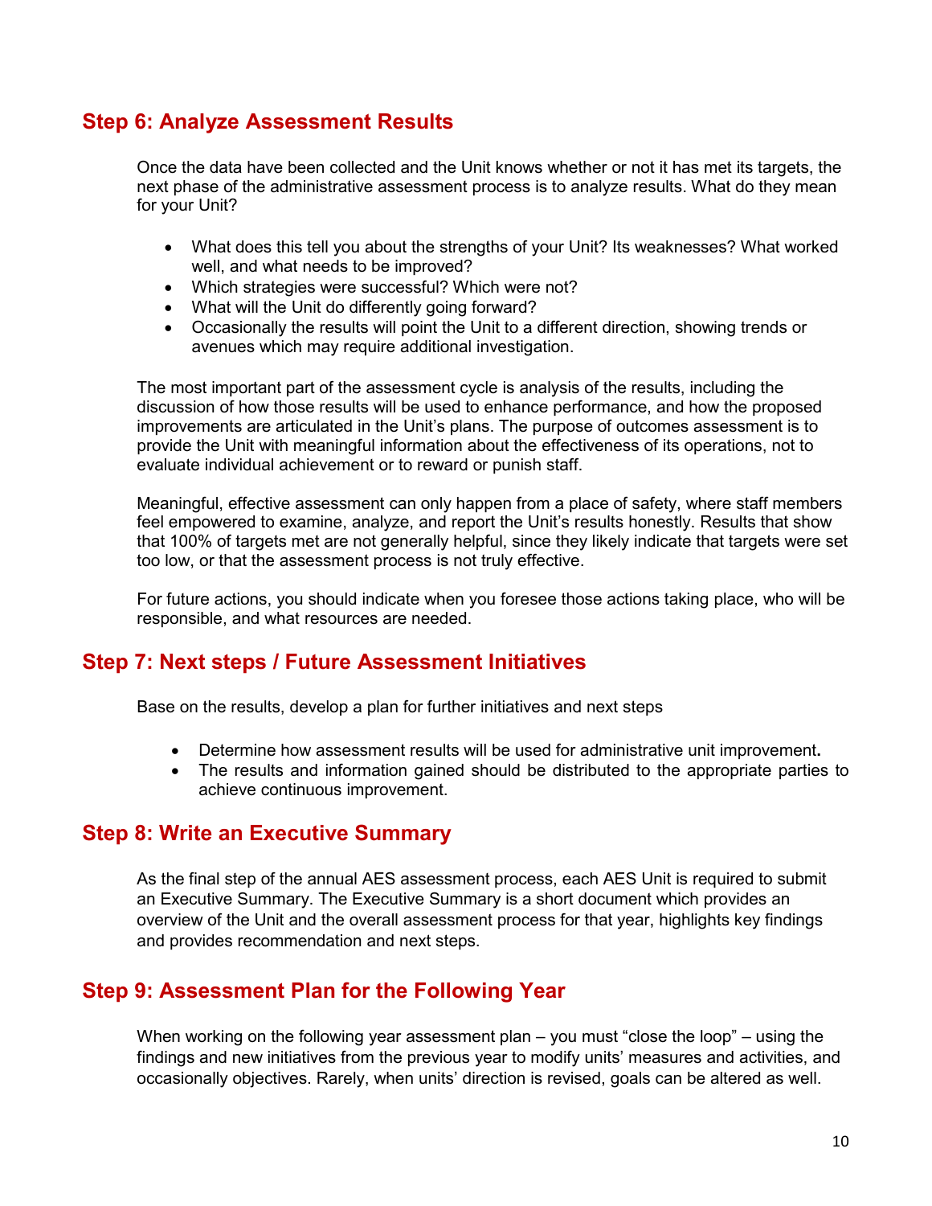## Step 6: Analyze Assessment Results

Once the data have been collected and the Unit knows whether or not it has met its targets, the next phase of the administrative assessment process is to analyze results. What do they mean for your Unit?

- What does this tell you about the strengths of your Unit? Its weaknesses? What worked well, and what needs to be improved?
- Which strategies were successful? Which were not?
- What will the Unit do differently going forward?
- Occasionally the results will point the Unit to a different direction, showing trends or avenues which may require additional investigation.

The most important part of the assessment cycle is analysis of the results, including the discussion of how those results will be used to enhance performance, and how the proposed improvements are articulated in the Unit's plans. The purpose of outcomes assessment is to provide the Unit with meaningful information about the effectiveness of its operations, not to evaluate individual achievement or to reward or punish staff.

Meaningful, effective assessment can only happen from a place of safety, where staff members feel empowered to examine, analyze, and report the Unit's results honestly. Results that show that 100% of targets met are not generally helpful, since they likely indicate that targets were set too low, or that the assessment process is not truly effective.

For future actions, you should indicate when you foresee those actions taking place, who will be responsible, and what resources are needed.

## Step 7: Next steps / Future Assessment Initiatives

Base on the results, develop a plan for further initiatives and next steps

- Determine how assessment results will be used for administrative unit improvement**.**
- The results and information gained should be distributed to the appropriate parties to achieve continuous improvement.

## Step 8: Write an Executive Summary

As the final step of the annual AES assessment process, each AES Unit is required to submit an Executive Summary. The Executive Summary is a short document which provides an overview of the Unit and the overall assessment process for that year, highlights key findings and provides recommendation and next steps.

## Step 9: Assessment Plan for the Following Year

When working on the following year assessment plan – you must "close the loop" – using the findings and new initiatives from the previous year to modify units' measures and activities, and occasionally objectives. Rarely, when units' direction is revised, goals can be altered as well.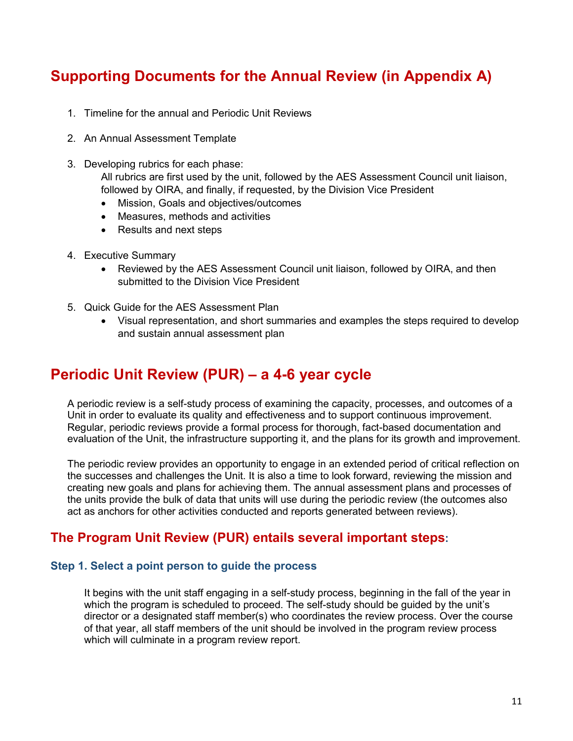## Supporting Documents for the Annual Review (in Appendix A)

1. Timeline for the annual and Periodic Unit Reviews

2. An Annual Assessment Template

3. Developing rubrics for each phase:
   All rubrics are first used by the unit, followed by the AES Assessment Council unit liaison, followed by OIRA, and finally, if requested, by the Division Vice President
   - Mission, Goals and objectives/outcomes
   - Measures, methods and activities
   - Results and next steps

4. Executive Summary
   - Reviewed by the AES Assessment Council unit liaison, followed by OIRA, and then submitted to the Division Vice President

5. Quick Guide for the AES Assessment Plan
   - Visual representation, and short summaries and examples the steps required to develop and sustain annual assessment plan

## Periodic Unit Review (PUR) – a 4-6 year cycle

A periodic review is a self-study process of examining the capacity, processes, and outcomes of a Unit in order to evaluate its quality and effectiveness and to support continuous improvement. Regular, periodic reviews provide a formal process for thorough, fact-based documentation and evaluation of the Unit, the infrastructure supporting it, and the plans for its growth and improvement.

The periodic review provides an opportunity to engage in an extended period of critical reflection on the successes and challenges the Unit. It is also a time to look forward, reviewing the mission and creating new goals and plans for achieving them. The annual assessment plans and processes of the units provide the bulk of data that units will use during the periodic review (the outcomes also act as anchors for other activities conducted and reports generated between reviews).

### The Program Unit Review (PUR) entails several important steps:

#### Step 1. Select a point person to guide the process

It begins with the unit staff engaging in a self-study process, beginning in the fall of the year in which the program is scheduled to proceed. The self-study should be guided by the unit's director or a designated staff member(s) who coordinates the review process. Over the course of that year, all staff members of the unit should be involved in the program review process which will culminate in a program review report.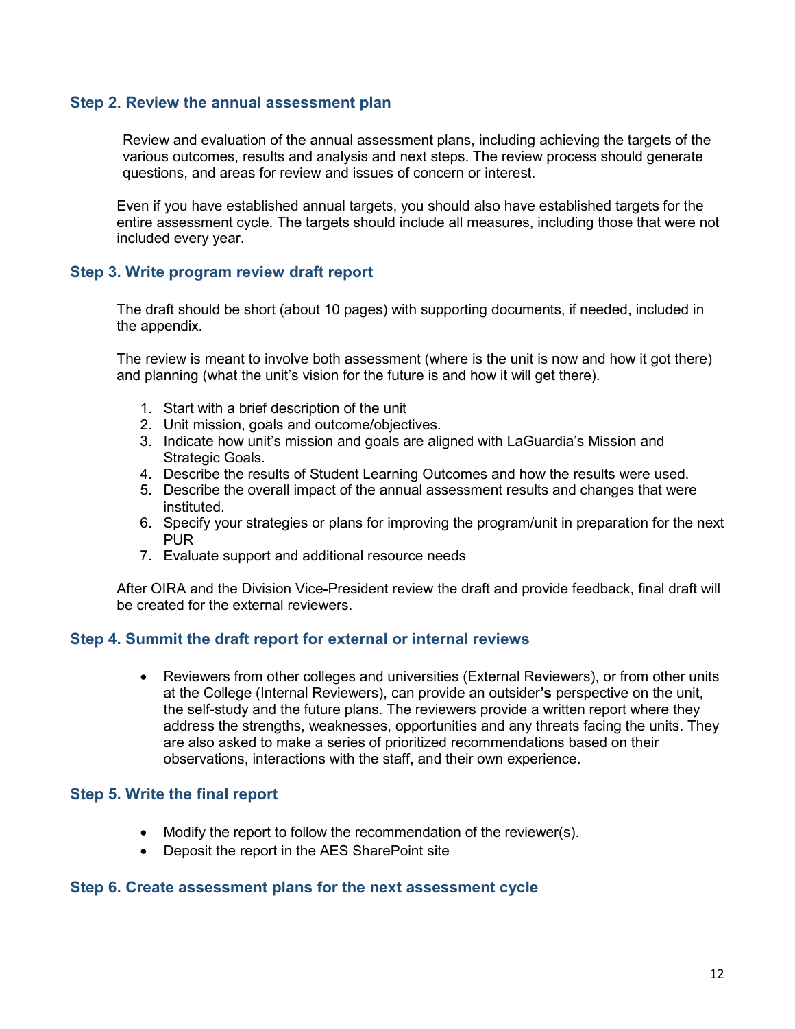### Step 2. Review the annual assessment plan

Review and evaluation of the annual assessment plans, including achieving the targets of the various outcomes, results and analysis and next steps. The review process should generate questions, and areas for review and issues of concern or interest.

Even if you have established annual targets, you should also have established targets for the entire assessment cycle. The targets should include all measures, including those that were not included every year.

### Step 3. Write program review draft report

The draft should be short (about 10 pages) with supporting documents, if needed, included in the appendix.

The review is meant to involve both assessment (where is the unit is now and how it got there) and planning (what the unit's vision for the future is and how it will get there).

1. Start with a brief description of the unit
2. Unit mission, goals and outcome/objectives.
3. Indicate how unit's mission and goals are aligned with LaGuardia's Mission and Strategic Goals.
4. Describe the results of Student Learning Outcomes and how the results were used.
5. Describe the overall impact of the annual assessment results and changes that were instituted.
6. Specify your strategies or plans for improving the program/unit in preparation for the next PUR
7. Evaluate support and additional resource needs

After OIRA and the Division Vice-President review the draft and provide feedback, final draft will be created for the external reviewers.

### Step 4. Summit the draft report for external or internal reviews

- Reviewers from other colleges and universities (External Reviewers), or from other units at the College (Internal Reviewers), can provide an outsider**'s** perspective on the unit, the self-study and the future plans. The reviewers provide a written report where they address the strengths, weaknesses, opportunities and any threats facing the units. They are also asked to make a series of prioritized recommendations based on their observations, interactions with the staff, and their own experience.

### Step 5. Write the final report

- Modify the report to follow the recommendation of the reviewer(s).
- Deposit the report in the AES SharePoint site

### Step 6. Create assessment plans for the next assessment cycle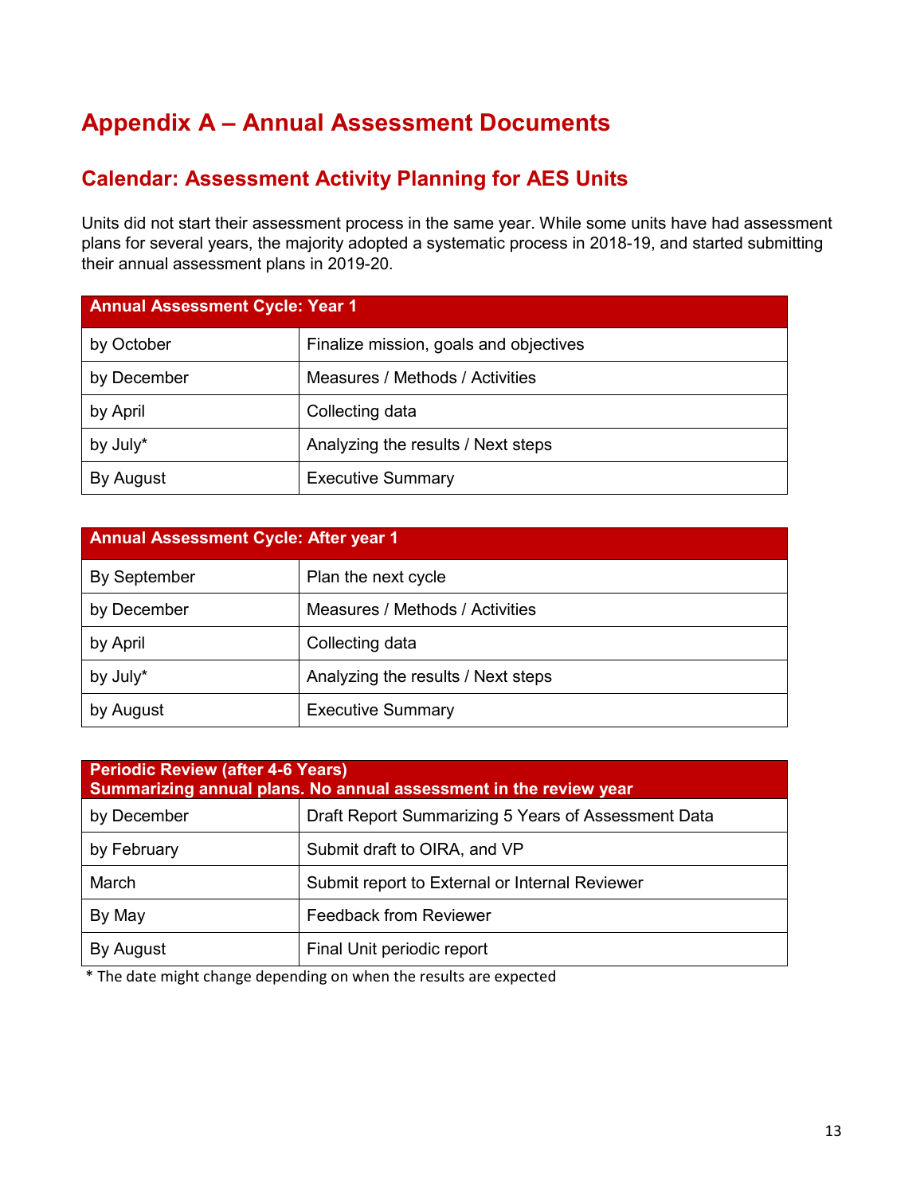# Appendix A – Annual Assessment Documents

## Calendar: Assessment Activity Planning for AES Units

Units did not start their assessment process in the same year. While some units have had assessment plans for several years, the majority adopted a systematic process in 2018-19, and started submitting their annual assessment plans in 2019-20.

| Annual Assessment Cycle: Year 1 | |
|---|---|
| by October | Finalize mission, goals and objectives |
| by December | Measures / Methods / Activities |
| by April | Collecting data |
| by July* | Analyzing the results / Next steps |
| By August | Executive Summary |

| Annual Assessment Cycle: After year 1 | |
|---|---|
| By September | Plan the next cycle |
| by December | Measures / Methods / Activities |
| by April | Collecting data |
| by July* | Analyzing the results / Next steps |
| by August | Executive Summary |

| Periodic Review (after 4-6 Years) Summarizing annual plans. No annual assessment in the review year | |
|---|---|
| by December | Draft Report Summarizing 5 Years of Assessment Data |
| by February | Submit draft to OIRA, and VP |
| March | Submit report to External or Internal Reviewer |
| By May | Feedback from Reviewer |
| By August | Final Unit periodic report |

* The date might change depending on when the results are expected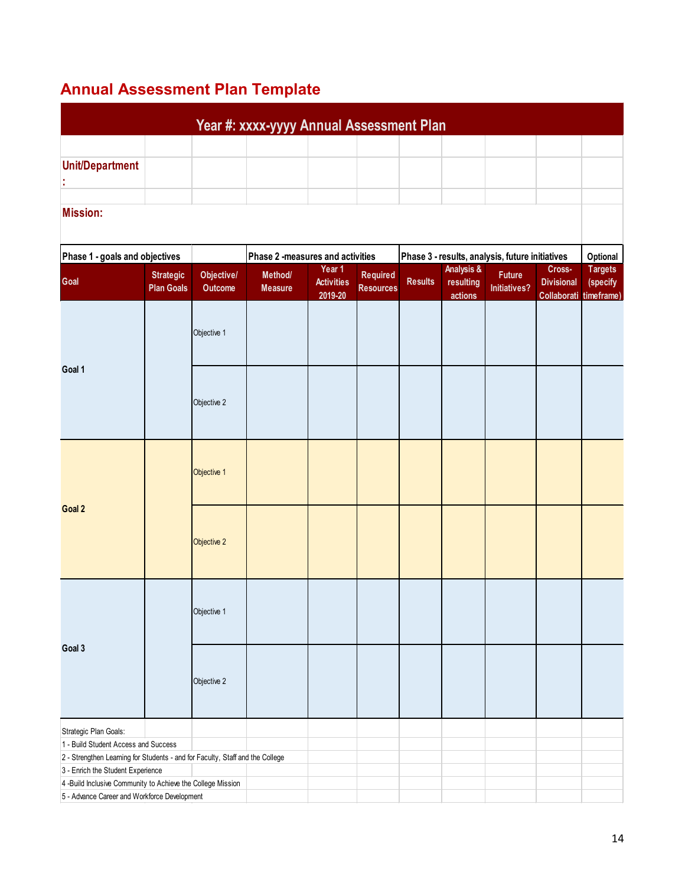## Annual Assessment Plan Template

| Year #: xxxx-yyyy Annual Assessment Plan | | | | | | | | | | |
|---|---|---|---|---|---|---|---|---|---|---|
| **Unit/Department:** | | | | | | | | | | |
| **Mission:** | | | | | | | | | | |
| **Phase 1 - goals and objectives** | | | **Phase 2 -measures and activities** | | | **Phase 3 - results, analysis, future initiatives** | | | | **Optional** |
| **Goal** | **Strategic Plan Goals** | **Objective/ Outcome** | **Method/ Measure** | **Year 1 Activities 2019-20** | **Required Resources** | **Results** | **Analysis & resulting actions** | **Future Initiatives?** | **Cross-Divisional Collaborati** | **Targets (specify timeframe)** |
| **Goal 1** | | Objective 1 | | | | | | | | |
| | | Objective 2 | | | | | | | | |
| **Goal 2** | | Objective 1 | | | | | | | | |
| | | Objective 2 | | | | | | | | |
| **Goal 3** | | Objective 1 | | | | | | | | |
| | | Objective 2 | | | | | | | | |

Strategic Plan Goals:
1 - Build Student Access and Success
2 - Strengthen Learning for Students - and for Faculty, Staff and the College
3 - Enrich the Student Experience
4 -Build Inclusive Community to Achieve the College Mission
5 - Advance Career and Workforce Development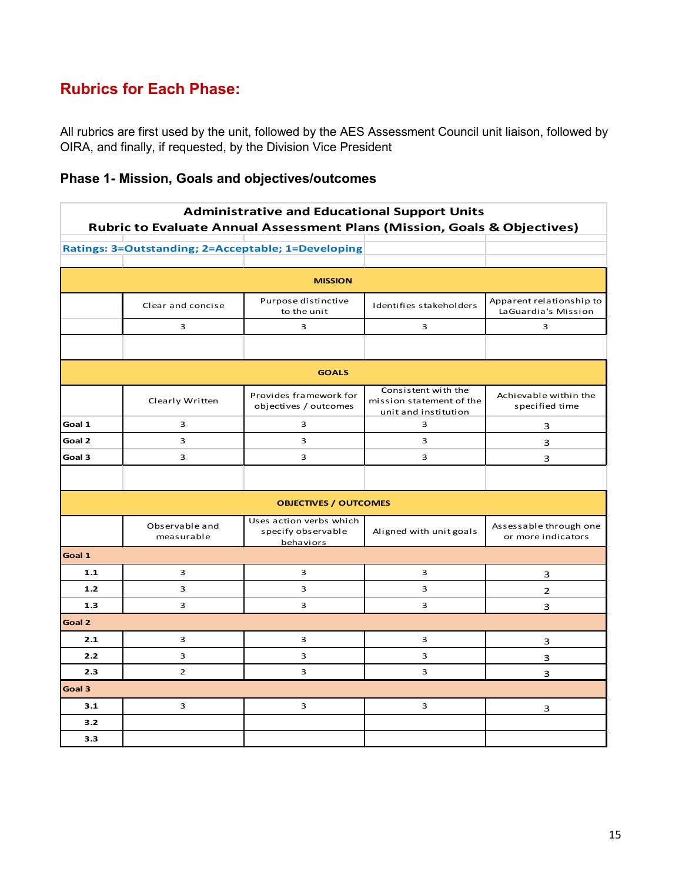## Rubrics for Each Phase:

All rubrics are first used by the unit, followed by the AES Assessment Council unit liaison, followed by OIRA, and finally, if requested, by the Division Vice President

### Phase 1- Mission, Goals and objectives/outcomes

**Administrative and Educational Support Units**
**Rubric to Evaluate Annual Assessment Plans (Mission, Goals & Objectives)**

Ratings: 3=Outstanding; 2=Acceptable; 1=Developing

| MISSION | | | | |
|---|---|---|---|---|
| | Clear and concise | Purpose distinctive to the unit | Identifies stakeholders | Apparent relationship to LaGuardia's Mission |
| | 3 | 3 | 3 | 3 |

| GOALS | | | | |
|---|---|---|---|---|
| | Clearly Written | Provides framework for objectives / outcomes | Consistent with the mission statement of the unit and institution | Achievable within the specified time |
| Goal 1 | 3 | 3 | 3 | 3 |
| Goal 2 | 3 | 3 | 3 | 3 |
| Goal 3 | 3 | 3 | 3 | 3 |

| OBJECTIVES / OUTCOMES | | | | |
|---|---|---|---|---|
| | Observable and measurable | Uses action verbs which specify observable behaviors | Aligned with unit goals | Assessable through one or more indicators |
| **Goal 1** | | | | |
| 1.1 | 3 | 3 | 3 | 3 |
| 1.2 | 3 | 3 | 3 | 2 |
| 1.3 | 3 | 3 | 3 | 3 |
| **Goal 2** | | | | |
| 2.1 | 3 | 3 | 3 | 3 |
| 2.2 | 3 | 3 | 3 | 3 |
| 2.3 | 2 | 3 | 3 | 3 |
| **Goal 3** | | | | |
| 3.1 | 3 | 3 | 3 | 3 |
| 3.2 | | | | |
| 3.3 | | | | |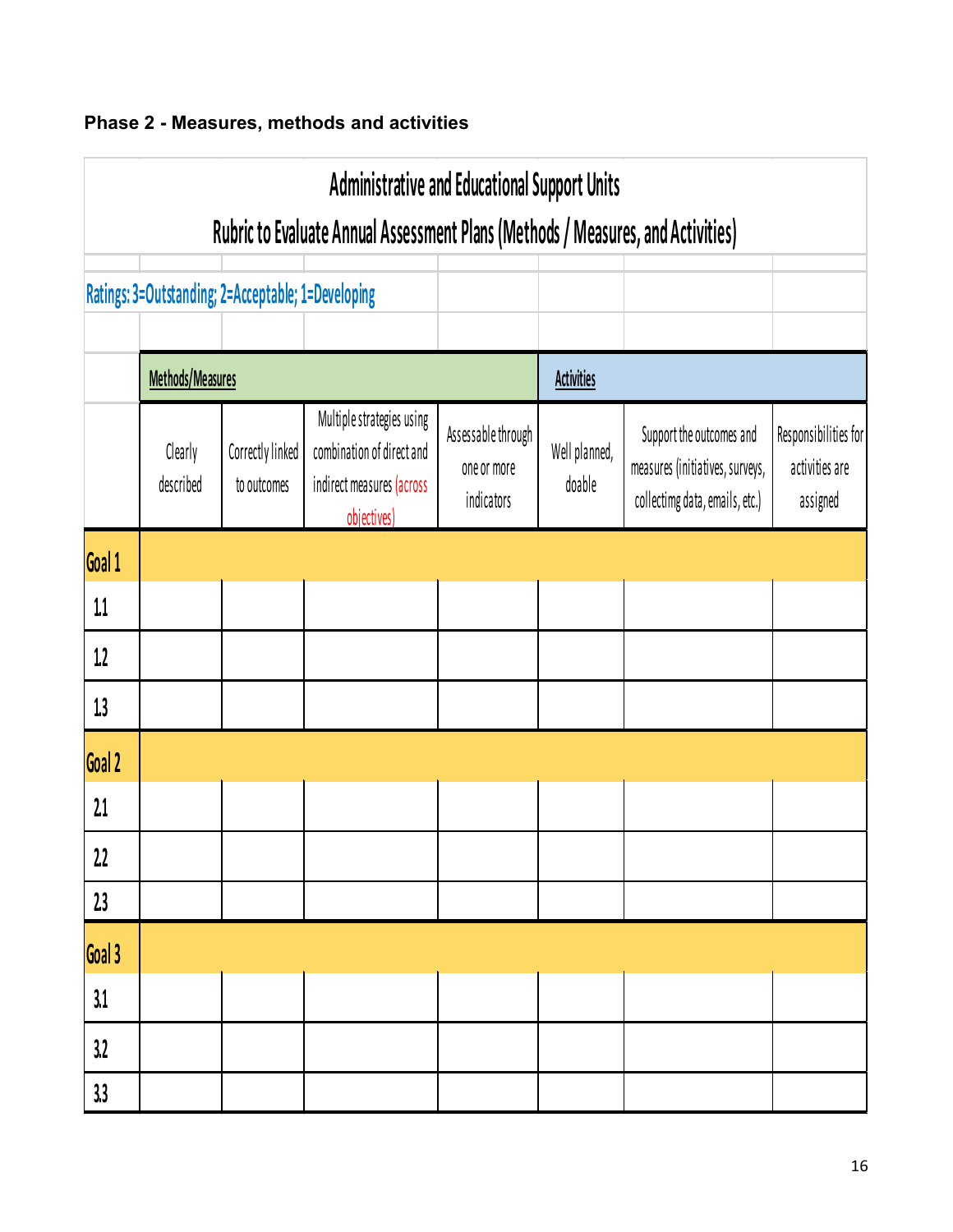**Phase 2 - Measures, methods and activities**

| Administrative and Educational Support Units<br>Rubric to Evaluate Annual Assessment Plans (Methods / Measures, and Activities) | | | | | | | |
|---|---|---|---|---|---|---|---|
| Ratings: 3=Outstanding; 2=Acceptable; 1=Developing | | | | | | | |
| | Methods/Measures | | | | Activities | | |
| | Clearly described | Correctly linked to outcomes | Multiple strategies using combination of direct and indirect measures (across objectives) | Assessable through one or more indicators | Well planned, doable | Support the outcomes and measures (initiatives, surveys, collectimg data, emails, etc.) | Responsibilities for activities are assigned |
| Goal 1 | | | | | | | |
| 1.1 | | | | | | | |
| 1.2 | | | | | | | |
| 1.3 | | | | | | | |
| Goal 2 | | | | | | | |
| 2.1 | | | | | | | |
| 2.2 | | | | | | | |
| 2.3 | | | | | | | |
| Goal 3 | | | | | | | |
| 3.1 | | | | | | | |
| 3.2 | | | | | | | |
| 3.3 | | | | | | | |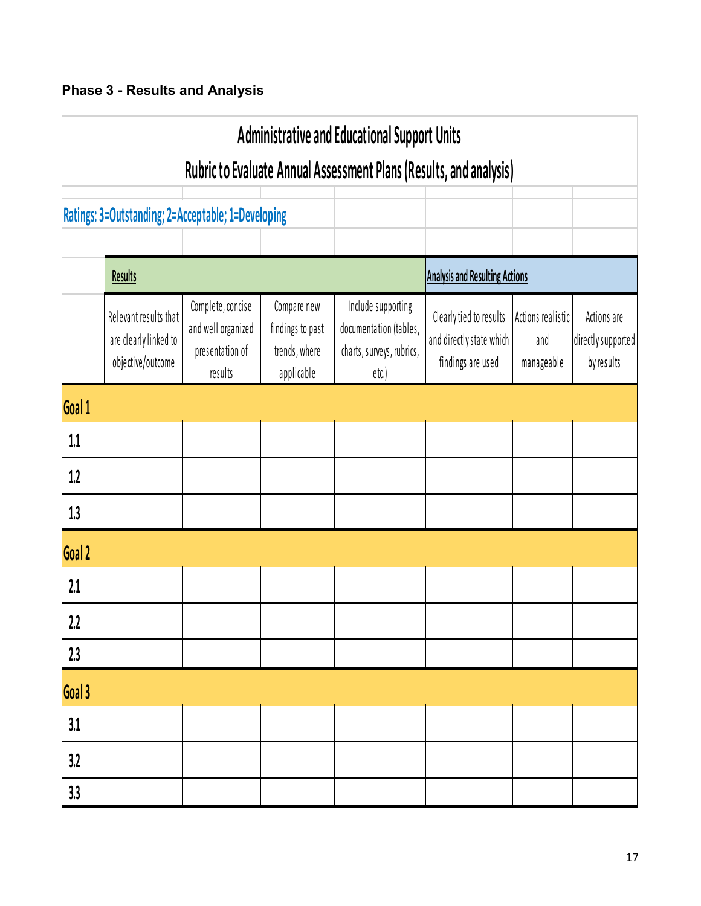## Phase 3 - Results and Analysis

**Administrative and Educational Support Units**

**Rubric to Evaluate Annual Assessment Plans (Results, and analysis)**

Ratings: 3=Outstanding; 2=Acceptable; 1=Developing

| | Results | | | | Analysis and Resulting Actions | | |
|---|---|---|---|---|---|---|---|
| | Relevant results that are clearly linked to objective/outcome | Complete, concise and well organized presentation of results | Compare new findings to past trends, where applicable | Include supporting documentation (tables, charts, surveys, rubrics, etc.) | Clearly tied to results and directly state which findings are used | Actions realistic and manageable | Actions are directly supported by results |
| **Goal 1** | | | | | | | |
| 1.1 | | | | | | | |
| 1.2 | | | | | | | |
| 1.3 | | | | | | | |
| **Goal 2** | | | | | | | |
| 2.1 | | | | | | | |
| 2.2 | | | | | | | |
| 2.3 | | | | | | | |
| **Goal 3** | | | | | | | |
| 3.1 | | | | | | | |
| 3.2 | | | | | | | |
| 3.3 | | | | | | | |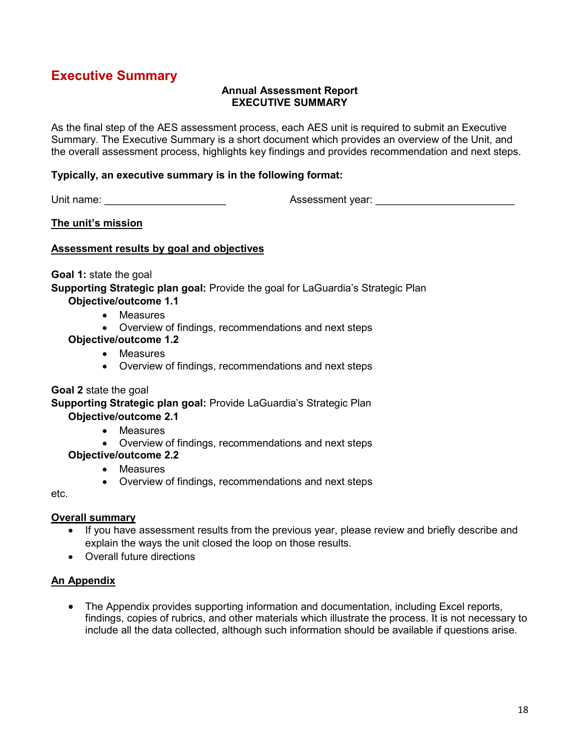# Executive Summary

**Annual Assessment Report**
**EXECUTIVE SUMMARY**

As the final step of the AES assessment process, each AES unit is required to submit an Executive Summary. The Executive Summary is a short document which provides an overview of the Unit, and the overall assessment process, highlights key findings and provides recommendation and next steps.

**Typically, an executive summary is in the following format:**

Unit name: ____________________ Assessment year: ______________________

**<u>The unit's mission</u>**

**<u>Assessment results by goal and objectives</u>**

**Goal 1:** state the goal
**Supporting Strategic plan goal:** Provide the goal for LaGuardia's Strategic Plan

**Objective/outcome 1.1**
- Measures
- Overview of findings, recommendations and next steps

**Objective/outcome 1.2**
- Measures
- Overview of findings, recommendations and next steps

**Goal 2** state the goal
**Supporting Strategic plan goal:** Provide LaGuardia's Strategic Plan

**Objective/outcome 2.1**
- Measures
- Overview of findings, recommendations and next steps

**Objective/outcome 2.2**
- Measures
- Overview of findings, recommendations and next steps

etc.

**<u>Overall summary</u>**

- If you have assessment results from the previous year, please review and briefly describe and explain the ways the unit closed the loop on those results.
- Overall future directions

**<u>An Appendix</u>**

- The Appendix provides supporting information and documentation, including Excel reports, findings, copies of rubrics, and other materials which illustrate the process. It is not necessary to include all the data collected, although such information should be available if questions arise.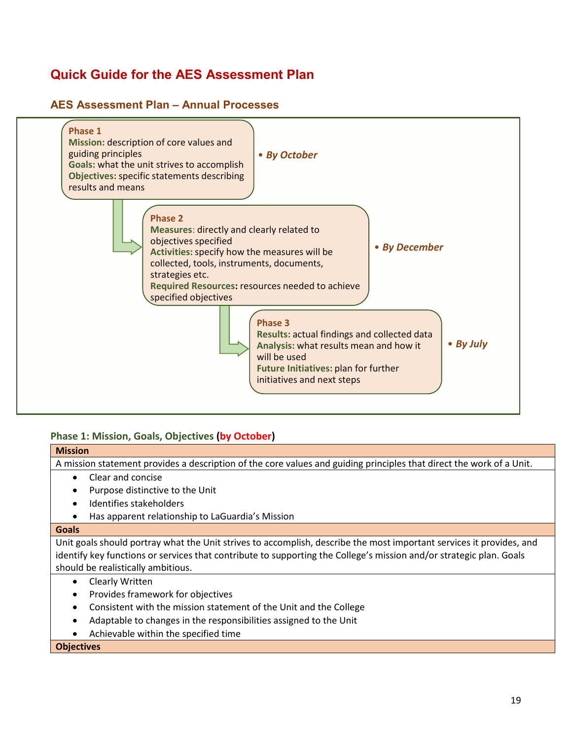# Quick Guide for the AES Assessment Plan

## AES Assessment Plan – Annual Processes

**Phase 1**
**Mission:** description of core values and guiding principles
**Goals:** what the unit strives to accomplish
**Objectives:** specific statements describing results and means

• *By October*

**Phase 2**
**Measures**: directly and clearly related to objectives specified
**Activities:** specify how the measures will be collected, tools, instruments, documents, strategies etc.
**Required Resources:** resources needed to achieve specified objectives

• *By December*

**Phase 3**
**Results:** actual findings and collected data
**Analysis:** what results mean and how it will be used
**Future Initiatives:** plan for further initiatives and next steps

• *By July*

### Phase 1: Mission, Goals, Objectives (by October)

| **Mission** |
|---|
| A mission statement provides a description of the core values and guiding principles that direct the work of a Unit. |
| • Clear and concise<br>• Purpose distinctive to the Unit<br>• Identifies stakeholders<br>• Has apparent relationship to LaGuardia's Mission |
| **Goals** |
| Unit goals should portray what the Unit strives to accomplish, describe the most important services it provides, and identify key functions or services that contribute to supporting the College's mission and/or strategic plan. Goals should be realistically ambitious. |
| • Clearly Written<br>• Provides framework for objectives<br>• Consistent with the mission statement of the Unit and the College<br>• Adaptable to changes in the responsibilities assigned to the Unit<br>• Achievable within the specified time |
| **Objectives** |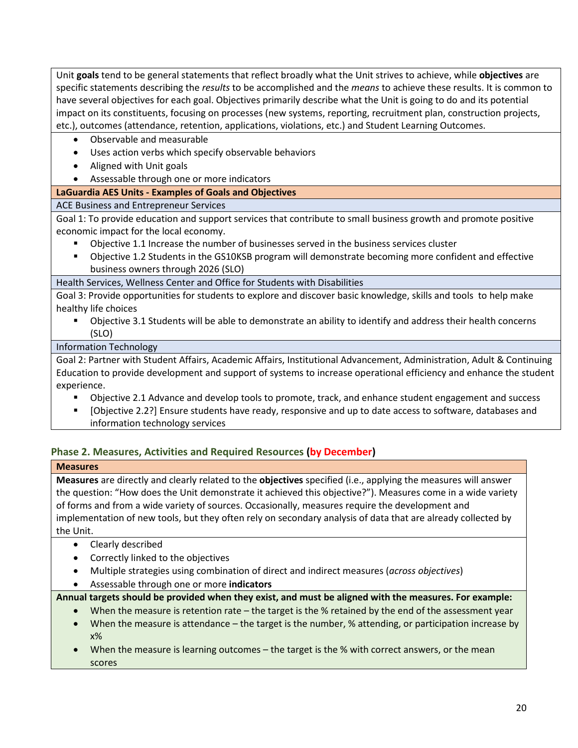Unit **goals** tend to be general statements that reflect broadly what the Unit strives to achieve, while **objectives** are specific statements describing the *results* to be accomplished and the *means* to achieve these results. It is common to have several objectives for each goal. Objectives primarily describe what the Unit is going to do and its potential impact on its constituents, focusing on processes (new systems, reporting, recruitment plan, construction projects, etc.), outcomes (attendance, retention, applications, violations, etc.) and Student Learning Outcomes.

- Observable and measurable
- Uses action verbs which specify observable behaviors
- Aligned with Unit goals
- Assessable through one or more indicators

**LaGuardia AES Units - Examples of Goals and Objectives**

ACE Business and Entrepreneur Services

Goal 1: To provide education and support services that contribute to small business growth and promote positive economic impact for the local economy.

- Objective 1.1 Increase the number of businesses served in the business services cluster
- Objective 1.2 Students in the GS10KSB program will demonstrate becoming more confident and effective business owners through 2026 (SLO)

Health Services, Wellness Center and Office for Students with Disabilities

Goal 3: Provide opportunities for students to explore and discover basic knowledge, skills and tools to help make healthy life choices

- Objective 3.1 Students will be able to demonstrate an ability to identify and address their health concerns (SLO)

Information Technology

Goal 2: Partner with Student Affairs, Academic Affairs, Institutional Advancement, Administration, Adult & Continuing Education to provide development and support of systems to increase operational efficiency and enhance the student experience.

- Objective 2.1 Advance and develop tools to promote, track, and enhance student engagement and success
- [Objective 2.2?] Ensure students have ready, responsive and up to date access to software, databases and information technology services

## Phase 2. Measures, Activities and Required Resources (by December)

**Measures**

**Measures** are directly and clearly related to the **objectives** specified (i.e., applying the measures will answer the question: "How does the Unit demonstrate it achieved this objective?"). Measures come in a wide variety of forms and from a wide variety of sources. Occasionally, measures require the development and implementation of new tools, but they often rely on secondary analysis of data that are already collected by the Unit.

- Clearly described
- Correctly linked to the objectives
- Multiple strategies using combination of direct and indirect measures (*across objectives*)
- Assessable through one or more **indicators**

**Annual targets should be provided when they exist, and must be aligned with the measures. For example:**

- When the measure is retention rate – the target is the % retained by the end of the assessment year
- When the measure is attendance – the target is the number, % attending, or participation increase by x%
- When the measure is learning outcomes – the target is the % with correct answers, or the mean scores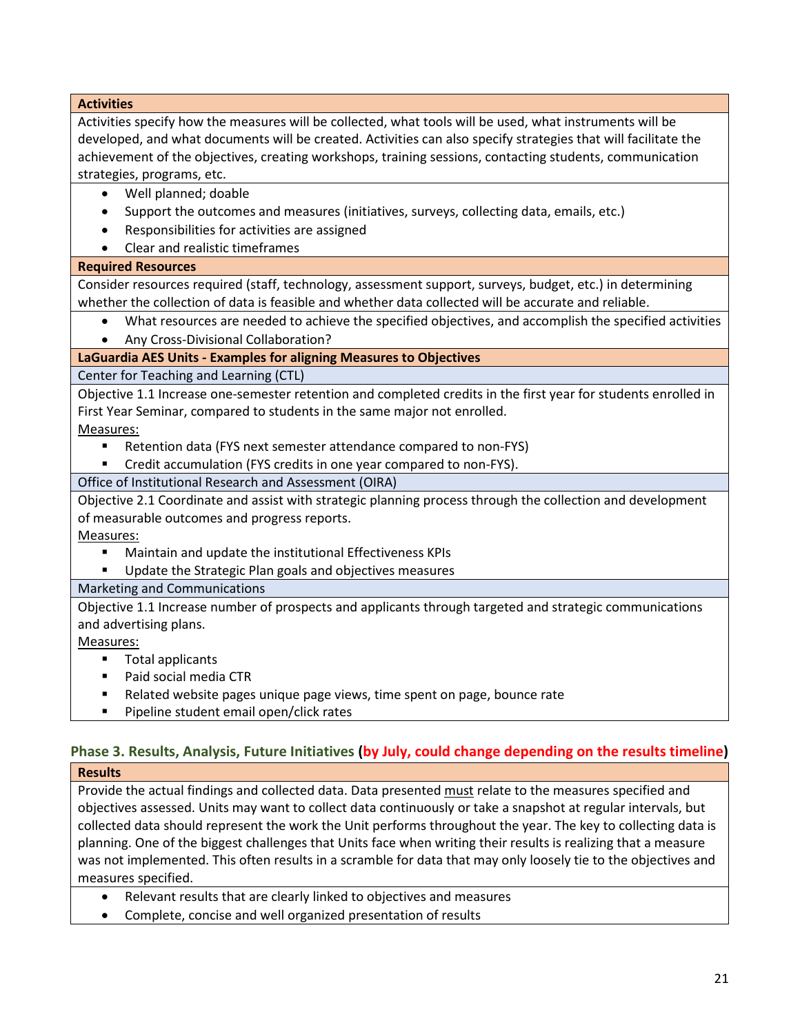**Activities**

Activities specify how the measures will be collected, what tools will be used, what instruments will be developed, and what documents will be created. Activities can also specify strategies that will facilitate the achievement of the objectives, creating workshops, training sessions, contacting students, communication strategies, programs, etc.

- Well planned; doable
- Support the outcomes and measures (initiatives, surveys, collecting data, emails, etc.)
- Responsibilities for activities are assigned
- Clear and realistic timeframes

**Required Resources**

Consider resources required (staff, technology, assessment support, surveys, budget, etc.) in determining whether the collection of data is feasible and whether data collected will be accurate and reliable.

- What resources are needed to achieve the specified objectives, and accomplish the specified activities
- Any Cross-Divisional Collaboration?

**LaGuardia AES Units - Examples for aligning Measures to Objectives**

Center for Teaching and Learning (CTL)

Objective 1.1 Increase one-semester retention and completed credits in the first year for students enrolled in First Year Seminar, compared to students in the same major not enrolled.

Measures:

- Retention data (FYS next semester attendance compared to non-FYS)
- Credit accumulation (FYS credits in one year compared to non-FYS).

Office of Institutional Research and Assessment (OIRA)

Objective 2.1 Coordinate and assist with strategic planning process through the collection and development of measurable outcomes and progress reports.

Measures:

- Maintain and update the institutional Effectiveness KPIs
- Update the Strategic Plan goals and objectives measures

Marketing and Communications

Objective 1.1 Increase number of prospects and applicants through targeted and strategic communications and advertising plans.

Measures:

- Total applicants
- Paid social media CTR
- Related website pages unique page views, time spent on page, bounce rate
- Pipeline student email open/click rates

### Phase 3. Results, Analysis, Future Initiatives (by July, could change depending on the results timeline)

**Results**

Provide the actual findings and collected data. Data presented must relate to the measures specified and objectives assessed. Units may want to collect data continuously or take a snapshot at regular intervals, but collected data should represent the work the Unit performs throughout the year. The key to collecting data is planning. One of the biggest challenges that Units face when writing their results is realizing that a measure was not implemented. This often results in a scramble for data that may only loosely tie to the objectives and measures specified.

- Relevant results that are clearly linked to objectives and measures
- Complete, concise and well organized presentation of results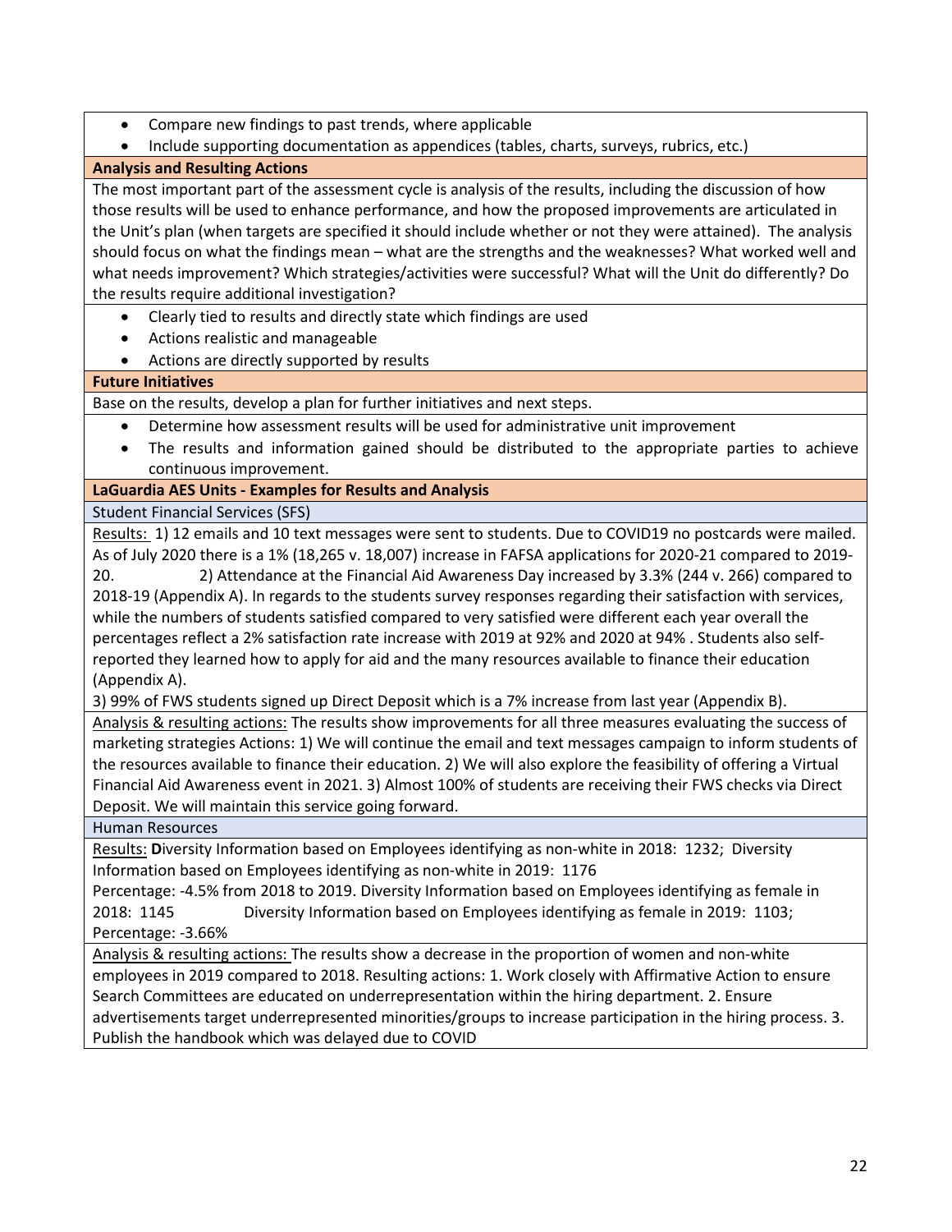- Compare new findings to past trends, where applicable
- Include supporting documentation as appendices (tables, charts, surveys, rubrics, etc.)

**Analysis and Resulting Actions**

The most important part of the assessment cycle is analysis of the results, including the discussion of how those results will be used to enhance performance, and how the proposed improvements are articulated in the Unit's plan (when targets are specified it should include whether or not they were attained). The analysis should focus on what the findings mean – what are the strengths and the weaknesses? What worked well and what needs improvement? Which strategies/activities were successful? What will the Unit do differently? Do the results require additional investigation?

- Clearly tied to results and directly state which findings are used
- Actions realistic and manageable
- Actions are directly supported by results

**Future Initiatives**

Base on the results, develop a plan for further initiatives and next steps.

- Determine how assessment results will be used for administrative unit improvement
- The results and information gained should be distributed to the appropriate parties to achieve continuous improvement.

**LaGuardia AES Units - Examples for Results and Analysis**

Student Financial Services (SFS)

Results: 1) 12 emails and 10 text messages were sent to students. Due to COVID19 no postcards were mailed. As of July 2020 there is a 1% (18,265 v. 18,007) increase in FAFSA applications for 2020-21 compared to 2019-20. 2) Attendance at the Financial Aid Awareness Day increased by 3.3% (244 v. 266) compared to 2018-19 (Appendix A). In regards to the students survey responses regarding their satisfaction with services, while the numbers of students satisfied compared to very satisfied were different each year overall the percentages reflect a 2% satisfaction rate increase with 2019 at 92% and 2020 at 94% . Students also self-reported they learned how to apply for aid and the many resources available to finance their education (Appendix A).

3) 99% of FWS students signed up Direct Deposit which is a 7% increase from last year (Appendix B).

Analysis & resulting actions: The results show improvements for all three measures evaluating the success of marketing strategies Actions: 1) We will continue the email and text messages campaign to inform students of the resources available to finance their education. 2) We will also explore the feasibility of offering a Virtual Financial Aid Awareness event in 2021. 3) Almost 100% of students are receiving their FWS checks via Direct Deposit. We will maintain this service going forward.

Human Resources

Results: **D**iversity Information based on Employees identifying as non-white in 2018: 1232; Diversity Information based on Employees identifying as non-white in 2019: 1176
Percentage: -4.5% from 2018 to 2019. Diversity Information based on Employees identifying as female in 2018: 1145 Diversity Information based on Employees identifying as female in 2019: 1103; Percentage: -3.66%

Analysis & resulting actions: The results show a decrease in the proportion of women and non-white employees in 2019 compared to 2018. Resulting actions: 1. Work closely with Affirmative Action to ensure Search Committees are educated on underrepresentation within the hiring department. 2. Ensure advertisements target underrepresented minorities/groups to increase participation in the hiring process. 3. Publish the handbook which was delayed due to COVID